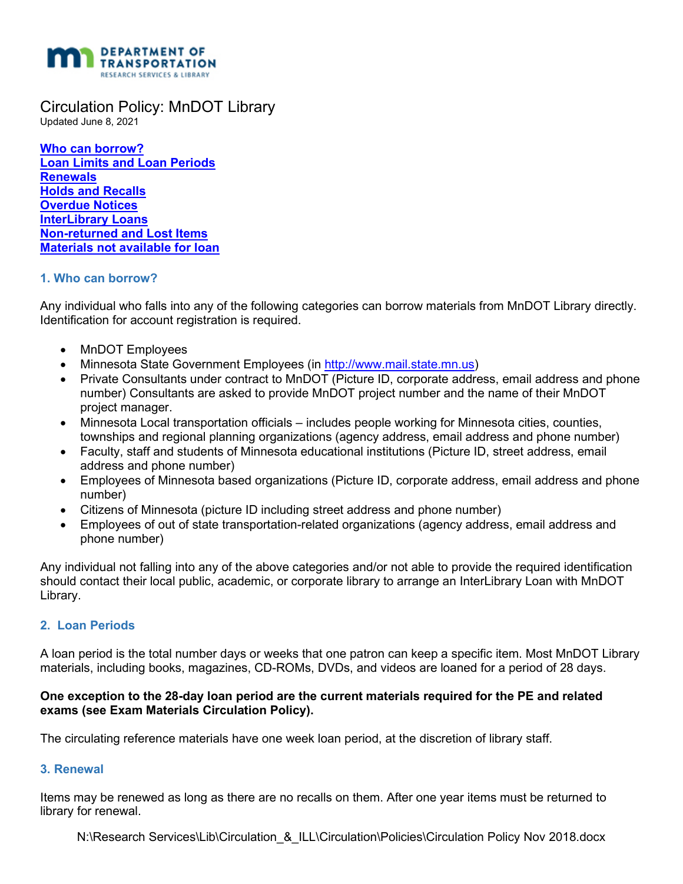Circulation Policy: MnDOT Library

Updated June 8, 2021

[Who can borrow?](#)
[Loan Limits and Loan Periods](#)
[Renewals](#)
[Holds and Recalls](#)
[Overdue Notices](#)
[InterLibrary Loans](#)
[Non-returned and Lost Items](#)
[Materials not available for loan](#)

### 1. Who can borrow?

Any individual who falls into any of the following categories can borrow materials from MnDOT Library directly. Identification for account registration is required.

- MnDOT Employees
- Minnesota State Government Employees (in http://www.mail.state.mn.us)
- Private Consultants under contract to MnDOT (Picture ID, corporate address, email address and phone number) Consultants are asked to provide MnDOT project number and the name of their MnDOT project manager.
- Minnesota Local transportation officials – includes people working for Minnesota cities, counties, townships and regional planning organizations (agency address, email address and phone number)
- Faculty, staff and students of Minnesota educational institutions (Picture ID, street address, email address and phone number)
- Employees of Minnesota based organizations (Picture ID, corporate address, email address and phone number)
- Citizens of Minnesota (picture ID including street address and phone number)
- Employees of out of state transportation-related organizations (agency address, email address and phone number)

Any individual not falling into any of the above categories and/or not able to provide the required identification should contact their local public, academic, or corporate library to arrange an InterLibrary Loan with MnDOT Library.

### 2. Loan Periods

A loan period is the total number days or weeks that one patron can keep a specific item. Most MnDOT Library materials, including books, magazines, CD-ROMs, DVDs, and videos are loaned for a period of 28 days.

**One exception to the 28-day loan period are the current materials required for the PE and related exams (see Exam Materials Circulation Policy).**

The circulating reference materials have one week loan period, at the discretion of library staff.

### 3. Renewal

Items may be renewed as long as there are no recalls on them. After one year items must be returned to library for renewal.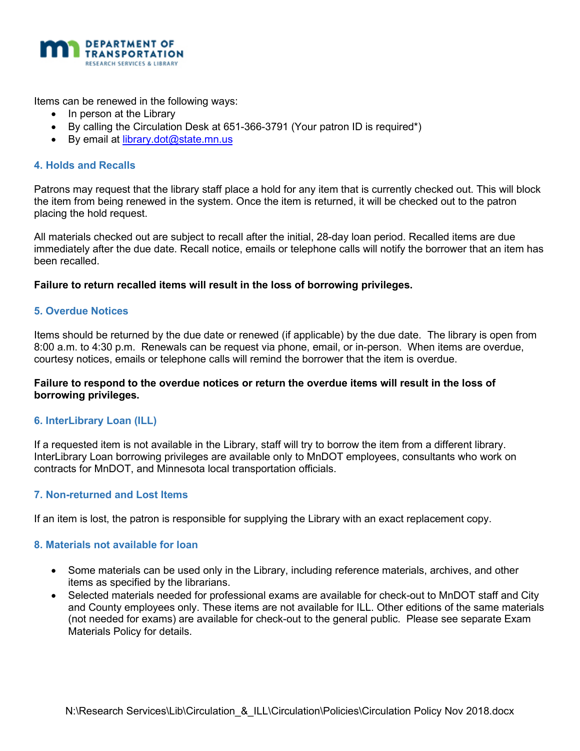Items can be renewed in the following ways:

- In person at the Library
- By calling the Circulation Desk at 651-366-3791 (Your patron ID is required*)
- By email at library.dot@state.mn.us

### 4. Holds and Recalls

Patrons may request that the library staff place a hold for any item that is currently checked out. This will block the item from being renewed in the system. Once the item is returned, it will be checked out to the patron placing the hold request.

All materials checked out are subject to recall after the initial, 28-day loan period. Recalled items are due immediately after the due date. Recall notice, emails or telephone calls will notify the borrower that an item has been recalled.

**Failure to return recalled items will result in the loss of borrowing privileges.**

### 5. Overdue Notices

Items should be returned by the due date or renewed (if applicable) by the due date. The library is open from 8:00 a.m. to 4:30 p.m. Renewals can be request via phone, email, or in-person. When items are overdue, courtesy notices, emails or telephone calls will remind the borrower that the item is overdue.

**Failure to respond to the overdue notices or return the overdue items will result in the loss of borrowing privileges.**

### 6. InterLibrary Loan (ILL)

If a requested item is not available in the Library, staff will try to borrow the item from a different library. InterLibrary Loan borrowing privileges are available only to MnDOT employees, consultants who work on contracts for MnDOT, and Minnesota local transportation officials.

### 7. Non-returned and Lost Items

If an item is lost, the patron is responsible for supplying the Library with an exact replacement copy.

### 8. Materials not available for loan

- Some materials can be used only in the Library, including reference materials, archives, and other items as specified by the librarians.
- Selected materials needed for professional exams are available for check-out to MnDOT staff and City and County employees only. These items are not available for ILL. Other editions of the same materials (not needed for exams) are available for check-out to the general public. Please see separate Exam Materials Policy for details.